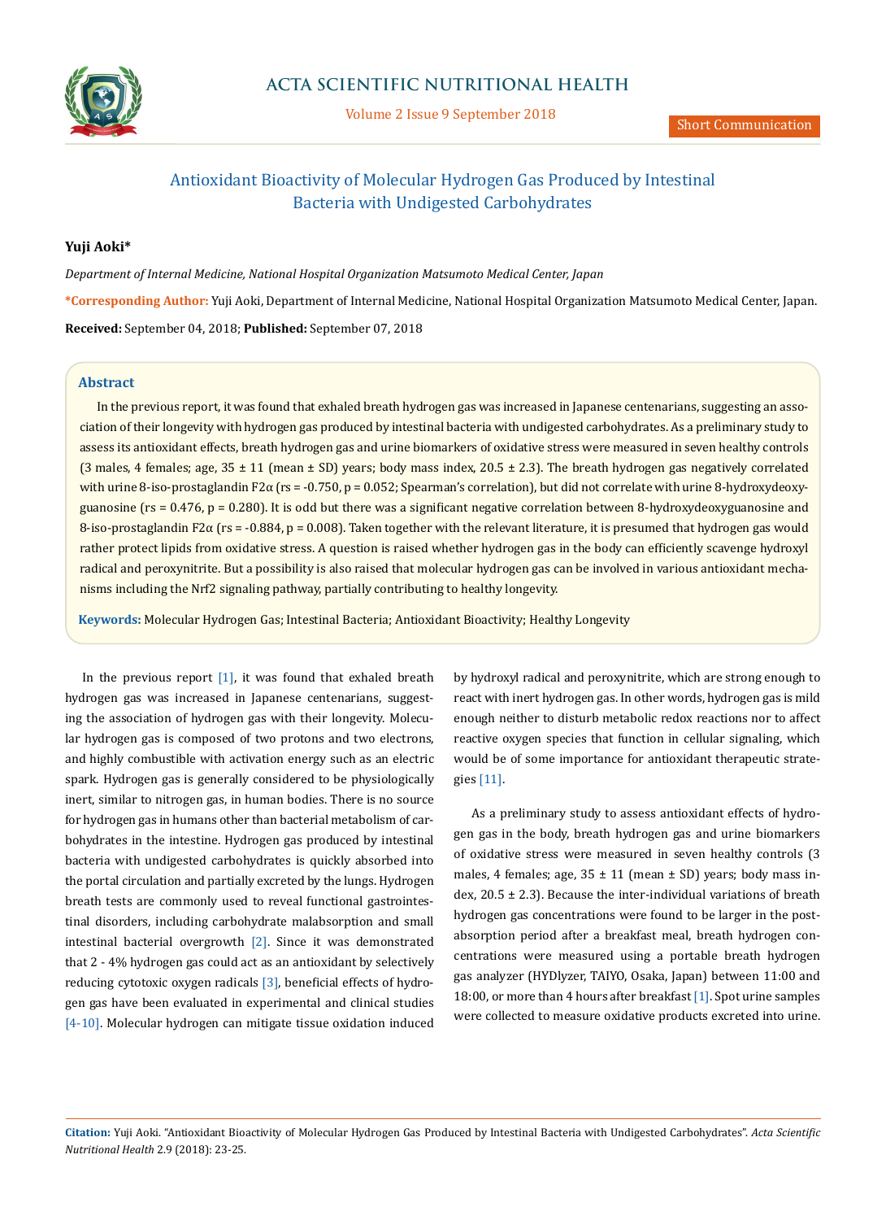Short Communication

# Antioxidant Bioactivity of Molecular Hydrogen Gas Produced by Intestinal Bacteria with Undigested Carbohydrates

**Yuji Aoki***

*Department of Internal Medicine, National Hospital Organization Matsumoto Medical Center, Japan*

***Corresponding Author:** Yuji Aoki, Department of Internal Medicine, National Hospital Organization Matsumoto Medical Center, Japan.

**Received:** September 04, 2018; **Published:** September 07, 2018

## Abstract

In the previous report, it was found that exhaled breath hydrogen gas was increased in Japanese centenarians, suggesting an association of their longevity with hydrogen gas produced by intestinal bacteria with undigested carbohydrates. As a preliminary study to assess its antioxidant effects, breath hydrogen gas and urine biomarkers of oxidative stress were measured in seven healthy controls (3 males, 4 females; age, 35 ± 11 (mean ± SD) years; body mass index, 20.5 ± 2.3). The breath hydrogen gas negatively correlated with urine 8-iso-prostaglandin F2α ($r_s = -0.750$, $p = 0.052$; Spearman's correlation), but did not correlate with urine 8-hydroxydeoxyguanosine ($r_s = 0.476$, $p = 0.280$). It is odd but there was a significant negative correlation between 8-hydroxydeoxyguanosine and 8-iso-prostaglandin F2α ($r_s = -0.884$, $p = 0.008$). Taken together with the relevant literature, it is presumed that hydrogen gas would rather protect lipids from oxidative stress. A question is raised whether hydrogen gas in the body can efficiently scavenge hydroxyl radical and peroxynitrite. But a possibility is also raised that molecular hydrogen gas can be involved in various antioxidant mechanisms including the Nrf2 signaling pathway, partially contributing to healthy longevity.

**Keywords:** Molecular Hydrogen Gas; Intestinal Bacteria; Antioxidant Bioactivity; Healthy Longevity

In the previous report [1], it was found that exhaled breath hydrogen gas was increased in Japanese centenarians, suggesting the association of hydrogen gas with their longevity. Molecular hydrogen gas is composed of two protons and two electrons, and highly combustible with activation energy such as an electric spark. Hydrogen gas is generally considered to be physiologically inert, similar to nitrogen gas, in human bodies. There is no source for hydrogen gas in humans other than bacterial metabolism of carbohydrates in the intestine. Hydrogen gas produced by intestinal bacteria with undigested carbohydrates is quickly absorbed into the portal circulation and partially excreted by the lungs. Hydrogen breath tests are commonly used to reveal functional gastrointestinal disorders, including carbohydrate malabsorption and small intestinal bacterial overgrowth [2]. Since it was demonstrated that 2 - 4% hydrogen gas could act as an antioxidant by selectively reducing cytotoxic oxygen radicals [3], beneficial effects of hydrogen gas have been evaluated in experimental and clinical studies [4-10]. Molecular hydrogen can mitigate tissue oxidation induced by hydroxyl radical and peroxynitrite, which are strong enough to react with inert hydrogen gas. In other words, hydrogen gas is mild enough neither to disturb metabolic redox reactions nor to affect reactive oxygen species that function in cellular signaling, which would be of some importance for antioxidant therapeutic strategies [11].

As a preliminary study to assess antioxidant effects of hydrogen gas in the body, breath hydrogen gas and urine biomarkers of oxidative stress were measured in seven healthy controls (3 males, 4 females; age, 35 ± 11 (mean ± SD) years; body mass index, 20.5 ± 2.3). Because the inter-individual variations of breath hydrogen gas concentrations were found to be larger in the post-absorption period after a breakfast meal, breath hydrogen concentrations were measured using a portable breath hydrogen gas analyzer (HYDlyzer, TAIYO, Osaka, Japan) between 11:00 and 18:00, or more than 4 hours after breakfast [1]. Spot urine samples were collected to measure oxidative products excreted into urine.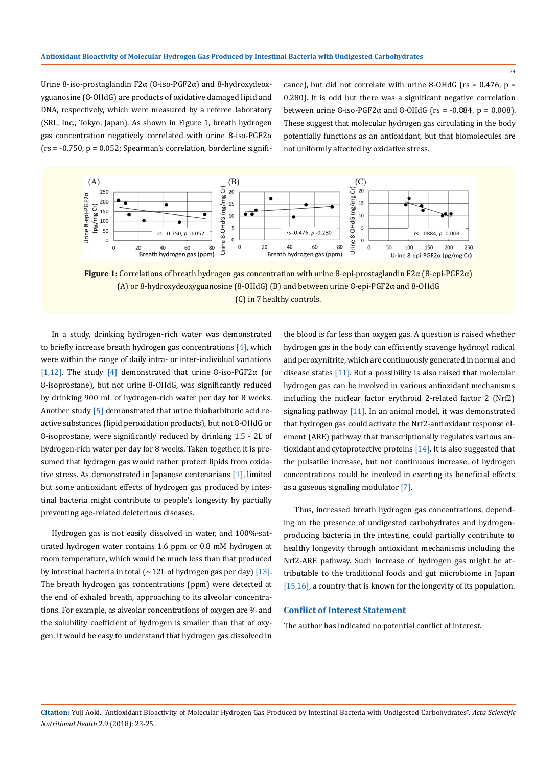Urine 8-iso-prostaglandin F2α (8-iso-PGF2α) and 8-hydroxydeoxyguanosine (8-OHdG) are products of oxidative damaged lipid and DNA, respectively, which were measured by a referee laboratory (SRL, Inc., Tokyo, Japan). As shown in Figure 1, breath hydrogen gas concentration negatively correlated with urine 8-iso-PGF2α (rs = -0.750, p = 0.052; Spearman's correlation, borderline significance), but did not correlate with urine 8-OHdG (rs = 0.476, p = 0.280). It is odd but there was a significant negative correlation between urine 8-iso-PGF2α and 8-OHdG (rs = -0.884, p = 0.008). These suggest that molecular hydrogen gas circulating in the body potentially functions as an antioxidant, but that biomolecules are not uniformly affected by oxidative stress.

**Figure 1:** Correlations of breath hydrogen gas concentration with urine 8-epi-prostaglandin F2α (8-epi-PGF2α) (A) or 8-hydroxydeoxyguanosine (8-OHdG) (B) and between urine 8-epi-PGF2α and 8-OHdG (C) in 7 healthy controls.

In a study, drinking hydrogen-rich water was demonstrated to briefly increase breath hydrogen gas concentrations [4], which were within the range of daily intra- or inter-individual variations [1,12]. The study [4] demonstrated that urine 8-iso-PGF2α (or 8-isoprostane), but not urine 8-OHdG, was significantly reduced by drinking 900 mL of hydrogen-rich water per day for 8 weeks. Another study [5] demonstrated that urine thiobarbituric acid reactive substances (lipid peroxidation products), but not 8-OHdG or 8-isoprostane, were significantly reduced by drinking 1.5 - 2L of hydrogen-rich water per day for 8 weeks. Taken together, it is presumed that hydrogen gas would rather protect lipids from oxidative stress. As demonstrated in Japanese centenarians [1], limited but some antioxidant effects of hydrogen gas produced by intestinal bacteria might contribute to people's longevity by partially preventing age-related deleterious diseases.

Hydrogen gas is not easily dissolved in water, and 100%-saturated hydrogen water contains 1.6 ppm or 0.8 mM hydrogen at room temperature, which would be much less than that produced by intestinal bacteria in total (~12L of hydrogen gas per day) [13]. The breath hydrogen gas concentrations (ppm) were detected at the end of exhaled breath, approaching to its alveolar concentrations. For example, as alveolar concentrations of oxygen are % and the solubility coefficient of hydrogen is smaller than that of oxygen, it would be easy to understand that hydrogen gas dissolved in the blood is far less than oxygen gas. A question is raised whether hydrogen gas in the body can efficiently scavenge hydroxyl radical and peroxynitrite, which are continuously generated in normal and disease states [11]. But a possibility is also raised that molecular hydrogen gas can be involved in various antioxidant mechanisms including the nuclear factor erythroid 2-related factor 2 (Nrf2) signaling pathway [11]. In an animal model, it was demonstrated that hydrogen gas could activate the Nrf2-antioxidant response element (ARE) pathway that transcriptionally regulates various antioxidant and cytoprotective proteins [14]. It is also suggested that the pulsatile increase, but not continuous increase, of hydrogen concentrations could be involved in exerting its beneficial effects as a gaseous signaling modulator [7].

Thus, increased breath hydrogen gas concentrations, depending on the presence of undigested carbohydrates and hydrogen-producing bacteria in the intestine, could partially contribute to healthy longevity through antioxidant mechanisms including the Nrf2-ARE pathway. Such increase of hydrogen gas might be attributable to the traditional foods and gut microbiome in Japan [15,16], a country that is known for the longevity of its population.

## Conflict of Interest Statement

The author has indicated no potential conflict of interest.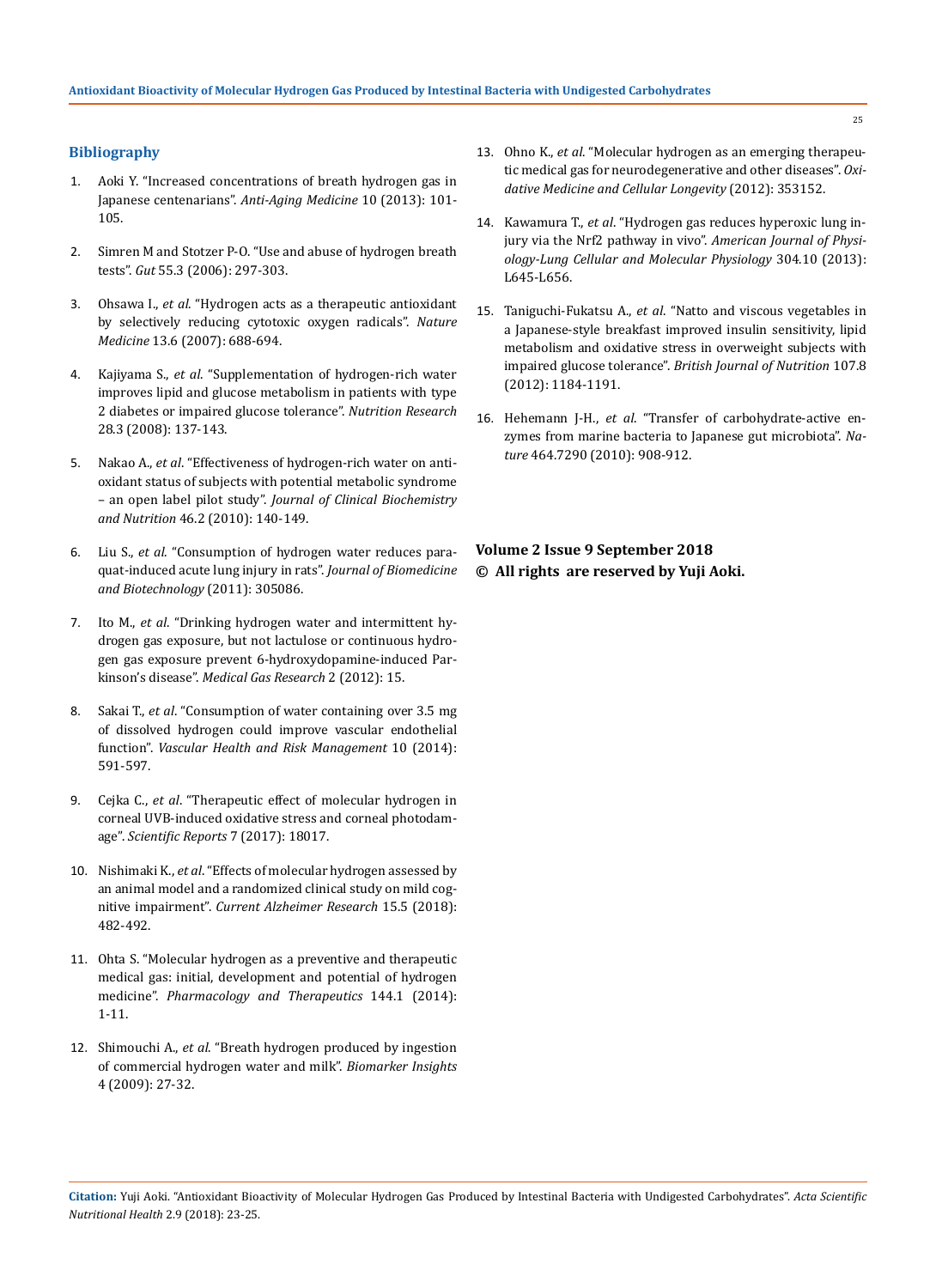## Bibliography

1. Aoki Y. "Increased concentrations of breath hydrogen gas in Japanese centenarians". *Anti-Aging Medicine* 10 (2013): 101-105.
2. Simren M and Stotzer P-O. "Use and abuse of hydrogen breath tests". *Gut* 55.3 (2006): 297-303.
3. Ohsawa I., *et al*. "Hydrogen acts as a therapeutic antioxidant by selectively reducing cytotoxic oxygen radicals". *Nature Medicine* 13.6 (2007): 688-694.
4. Kajiyama S., *et al*. "Supplementation of hydrogen-rich water improves lipid and glucose metabolism in patients with type 2 diabetes or impaired glucose tolerance". *Nutrition Research* 28.3 (2008): 137-143.
5. Nakao A., *et al*. "Effectiveness of hydrogen-rich water on antioxidant status of subjects with potential metabolic syndrome – an open label pilot study". *Journal of Clinical Biochemistry and Nutrition* 46.2 (2010): 140-149.
6. Liu S., *et al*. "Consumption of hydrogen water reduces paraquat-induced acute lung injury in rats". *Journal of Biomedicine and Biotechnology* (2011): 305086.
7. Ito M., *et al*. "Drinking hydrogen water and intermittent hydrogen gas exposure, but not lactulose or continuous hydrogen gas exposure prevent 6-hydroxydopamine-induced Parkinson's disease". *Medical Gas Research* 2 (2012): 15.
8. Sakai T., *et al*. "Consumption of water containing over 3.5 mg of dissolved hydrogen could improve vascular endothelial function". *Vascular Health and Risk Management* 10 (2014): 591-597.
9. Cejka C., *et al*. "Therapeutic effect of molecular hydrogen in corneal UVB-induced oxidative stress and corneal photodamage". *Scientific Reports* 7 (2017): 18017.
10. Nishimaki K., *et al*. "Effects of molecular hydrogen assessed by an animal model and a randomized clinical study on mild cognitive impairment". *Current Alzheimer Research* 15.5 (2018): 482-492.
11. Ohta S. "Molecular hydrogen as a preventive and therapeutic medical gas: initial, development and potential of hydrogen medicine". *Pharmacology and Therapeutics* 144.1 (2014): 1-11.
12. Shimouchi A., *et al*. "Breath hydrogen produced by ingestion of commercial hydrogen water and milk". *Biomarker Insights* 4 (2009): 27-32.
13. Ohno K., *et al*. "Molecular hydrogen as an emerging therapeutic medical gas for neurodegenerative and other diseases". *Oxidative Medicine and Cellular Longevity* (2012): 353152.
14. Kawamura T., *et al*. "Hydrogen gas reduces hyperoxic lung injury via the Nrf2 pathway in vivo". *American Journal of Physiology-Lung Cellular and Molecular Physiology* 304.10 (2013): L645-L656.
15. Taniguchi-Fukatsu A., *et al*. "Natto and viscous vegetables in a Japanese-style breakfast improved insulin sensitivity, lipid metabolism and oxidative stress in overweight subjects with impaired glucose tolerance". *British Journal of Nutrition* 107.8 (2012): 1184-1191.
16. Hehemann J-H., *et al*. "Transfer of carbohydrate-active enzymes from marine bacteria to Japanese gut microbiota". *Nature* 464.7290 (2010): 908-912.

**Volume 2 Issue 9 September 2018**
**© All rights are reserved by Yuji Aoki.**